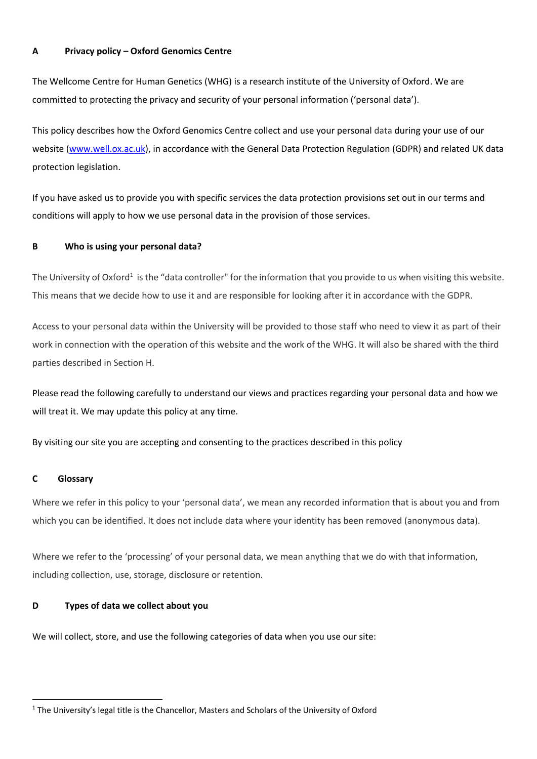## A Privacy policy – Oxford Genomics Centre

The Wellcome Centre for Human Genetics (WHG) is a research institute of the University of Oxford. We are committed to protecting the privacy and security of your personal information ('personal data').

This policy describes how the Oxford Genomics Centre collect and use your personal data during your use of our website (www.well.ox.ac.uk), in accordance with the General Data Protection Regulation (GDPR) and related UK data protection legislation.

If you have asked us to provide you with specific services the data protection provisions set out in our terms and conditions will apply to how we use personal data in the provision of those services.

## B Who is using your personal data?

The University of Oxford[1] is the "data controller" for the information that you provide to us when visiting this website. This means that we decide how to use it and are responsible for looking after it in accordance with the GDPR.

Access to your personal data within the University will be provided to those staff who need to view it as part of their work in connection with the operation of this website and the work of the WHG. It will also be shared with the third parties described in Section H.

Please read the following carefully to understand our views and practices regarding your personal data and how we will treat it. We may update this policy at any time.

By visiting our site you are accepting and consenting to the practices described in this policy

## C Glossary

Where we refer in this policy to your 'personal data', we mean any recorded information that is about you and from which you can be identified. It does not include data where your identity has been removed (anonymous data).

Where we refer to the 'processing' of your personal data, we mean anything that we do with that information, including collection, use, storage, disclosure or retention.

## D Types of data we collect about you

We will collect, store, and use the following categories of data when you use our site:

[1] The University's legal title is the Chancellor, Masters and Scholars of the University of Oxford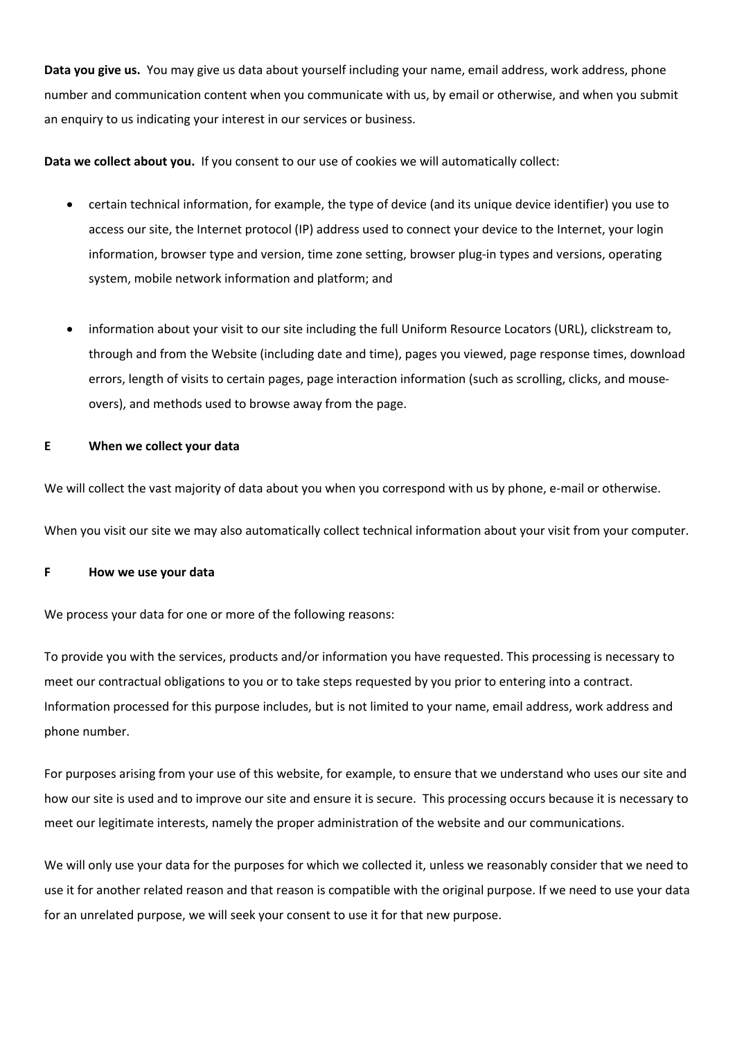**Data you give us.** You may give us data about yourself including your name, email address, work address, phone number and communication content when you communicate with us, by email or otherwise, and when you submit an enquiry to us indicating your interest in our services or business.

**Data we collect about you.** If you consent to our use of cookies we will automatically collect:

- certain technical information, for example, the type of device (and its unique device identifier) you use to access our site, the Internet protocol (IP) address used to connect your device to the Internet, your login information, browser type and version, time zone setting, browser plug-in types and versions, operating system, mobile network information and platform; and
- information about your visit to our site including the full Uniform Resource Locators (URL), clickstream to, through and from the Website (including date and time), pages you viewed, page response times, download errors, length of visits to certain pages, page interaction information (such as scrolling, clicks, and mouse-overs), and methods used to browse away from the page.

## E When we collect your data

We will collect the vast majority of data about you when you correspond with us by phone, e-mail or otherwise.

When you visit our site we may also automatically collect technical information about your visit from your computer.

## F How we use your data

We process your data for one or more of the following reasons:

To provide you with the services, products and/or information you have requested. This processing is necessary to meet our contractual obligations to you or to take steps requested by you prior to entering into a contract. Information processed for this purpose includes, but is not limited to your name, email address, work address and phone number.

For purposes arising from your use of this website, for example, to ensure that we understand who uses our site and how our site is used and to improve our site and ensure it is secure. This processing occurs because it is necessary to meet our legitimate interests, namely the proper administration of the website and our communications.

We will only use your data for the purposes for which we collected it, unless we reasonably consider that we need to use it for another related reason and that reason is compatible with the original purpose. If we need to use your data for an unrelated purpose, we will seek your consent to use it for that new purpose.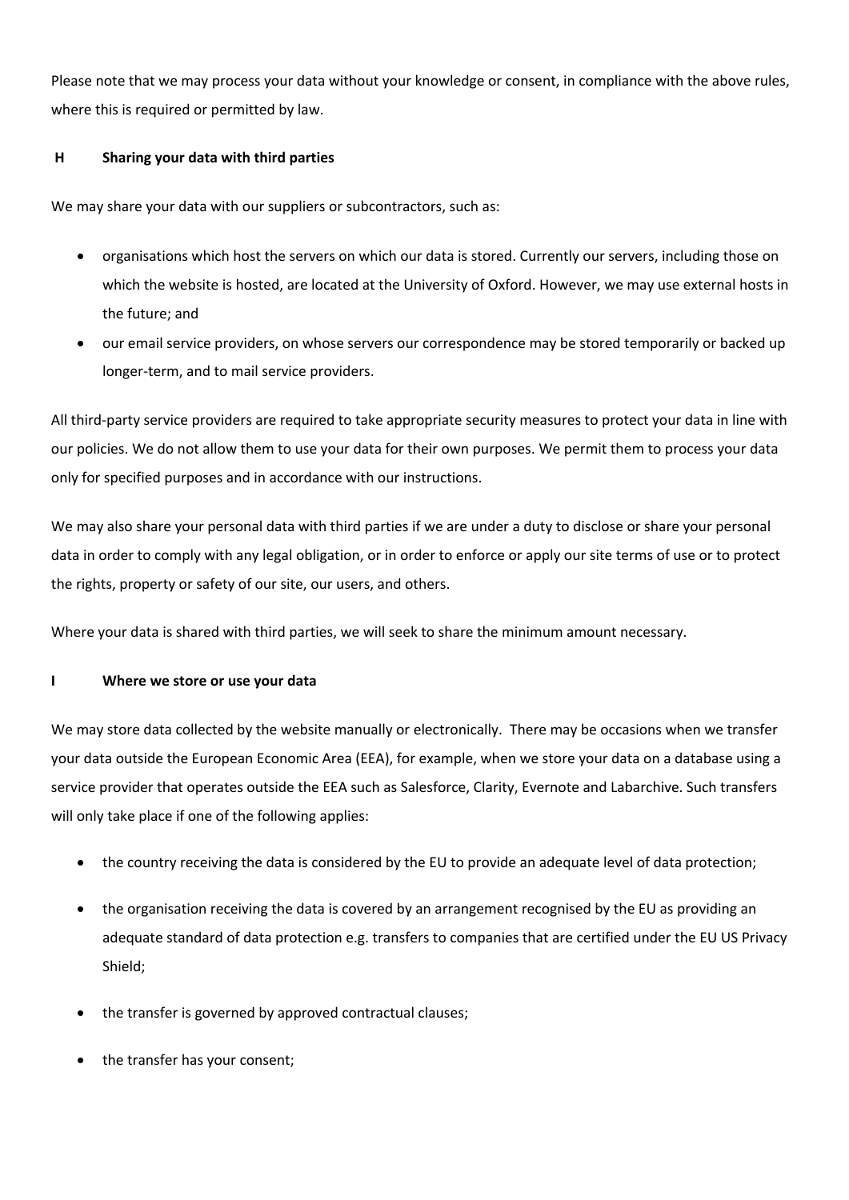Please note that we may process your data without your knowledge or consent, in compliance with the above rules, where this is required or permitted by law.

## H Sharing your data with third parties

We may share your data with our suppliers or subcontractors, such as:

- organisations which host the servers on which our data is stored. Currently our servers, including those on which the website is hosted, are located at the University of Oxford. However, we may use external hosts in the future; and
- our email service providers, on whose servers our correspondence may be stored temporarily or backed up longer-term, and to mail service providers.

All third-party service providers are required to take appropriate security measures to protect your data in line with our policies. We do not allow them to use your data for their own purposes. We permit them to process your data only for specified purposes and in accordance with our instructions.

We may also share your personal data with third parties if we are under a duty to disclose or share your personal data in order to comply with any legal obligation, or in order to enforce or apply our site terms of use or to protect the rights, property or safety of our site, our users, and others.

Where your data is shared with third parties, we will seek to share the minimum amount necessary.

## I Where we store or use your data

We may store data collected by the website manually or electronically. There may be occasions when we transfer your data outside the European Economic Area (EEA), for example, when we store your data on a database using a service provider that operates outside the EEA such as Salesforce, Clarity, Evernote and Labarchive. Such transfers will only take place if one of the following applies:

- the country receiving the data is considered by the EU to provide an adequate level of data protection;
- the organisation receiving the data is covered by an arrangement recognised by the EU as providing an adequate standard of data protection e.g. transfers to companies that are certified under the EU US Privacy Shield;
- the transfer is governed by approved contractual clauses;
- the transfer has your consent;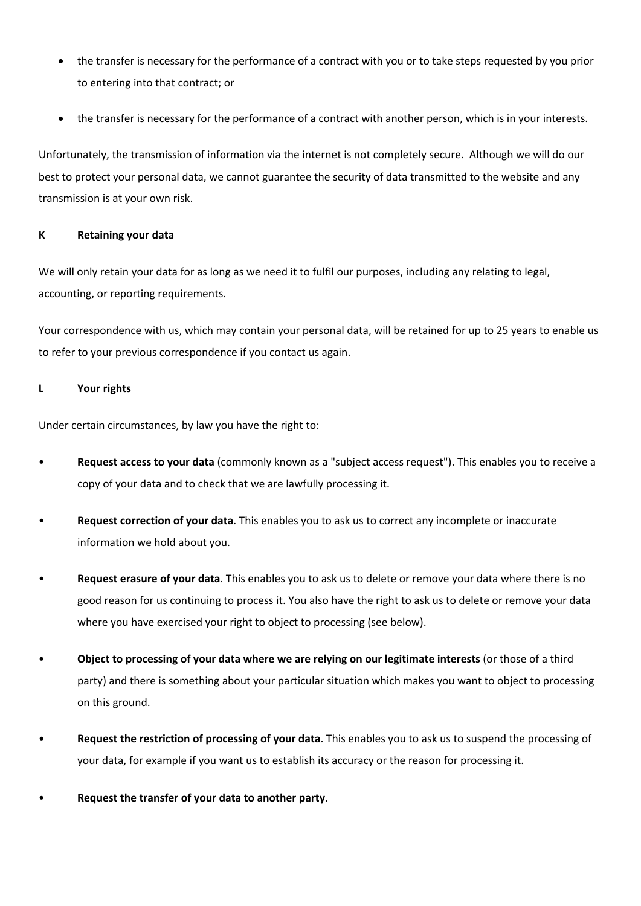- the transfer is necessary for the performance of a contract with you or to take steps requested by you prior to entering into that contract; or
- the transfer is necessary for the performance of a contract with another person, which is in your interests.

Unfortunately, the transmission of information via the internet is not completely secure. Although we will do our best to protect your personal data, we cannot guarantee the security of data transmitted to the website and any transmission is at your own risk.

## K Retaining your data

We will only retain your data for as long as we need it to fulfil our purposes, including any relating to legal, accounting, or reporting requirements.

Your correspondence with us, which may contain your personal data, will be retained for up to 25 years to enable us to refer to your previous correspondence if you contact us again.

## L Your rights

Under certain circumstances, by law you have the right to:

- **Request access to your data** (commonly known as a "subject access request"). This enables you to receive a copy of your data and to check that we are lawfully processing it.
- **Request correction of your data**. This enables you to ask us to correct any incomplete or inaccurate information we hold about you.
- **Request erasure of your data**. This enables you to ask us to delete or remove your data where there is no good reason for us continuing to process it. You also have the right to ask us to delete or remove your data where you have exercised your right to object to processing (see below).
- **Object to processing of your data where we are relying on our legitimate interests** (or those of a third party) and there is something about your particular situation which makes you want to object to processing on this ground.
- **Request the restriction of processing of your data**. This enables you to ask us to suspend the processing of your data, for example if you want us to establish its accuracy or the reason for processing it.
- **Request the transfer of your data to another party**.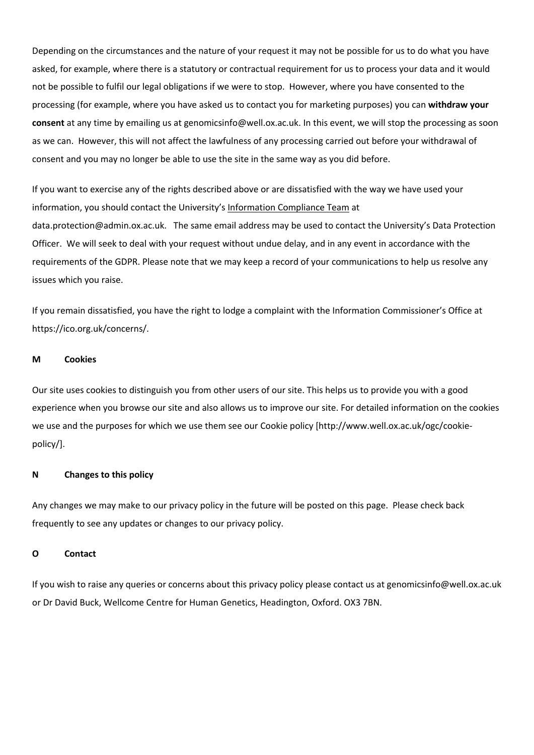Depending on the circumstances and the nature of your request it may not be possible for us to do what you have asked, for example, where there is a statutory or contractual requirement for us to process your data and it would not be possible to fulfil our legal obligations if we were to stop. However, where you have consented to the processing (for example, where you have asked us to contact you for marketing purposes) you can **withdraw your consent** at any time by emailing us at genomicsinfo@well.ox.ac.uk. In this event, we will stop the processing as soon as we can. However, this will not affect the lawfulness of any processing carried out before your withdrawal of consent and you may no longer be able to use the site in the same way as you did before.

If you want to exercise any of the rights described above or are dissatisfied with the way we have used your information, you should contact the University's Information Compliance Team at data.protection@admin.ox.ac.uk. The same email address may be used to contact the University's Data Protection Officer. We will seek to deal with your request without undue delay, and in any event in accordance with the requirements of the GDPR. Please note that we may keep a record of your communications to help us resolve any issues which you raise.

If you remain dissatisfied, you have the right to lodge a complaint with the Information Commissioner's Office at https://ico.org.uk/concerns/.

### M Cookies

Our site uses cookies to distinguish you from other users of our site. This helps us to provide you with a good experience when you browse our site and also allows us to improve our site. For detailed information on the cookies we use and the purposes for which we use them see our Cookie policy [http://www.well.ox.ac.uk/ogc/cookie-policy/].

### N Changes to this policy

Any changes we may make to our privacy policy in the future will be posted on this page. Please check back frequently to see any updates or changes to our privacy policy.

### O Contact

If you wish to raise any queries or concerns about this privacy policy please contact us at genomicsinfo@well.ox.ac.uk or Dr David Buck, Wellcome Centre for Human Genetics, Headington, Oxford. OX3 7BN.